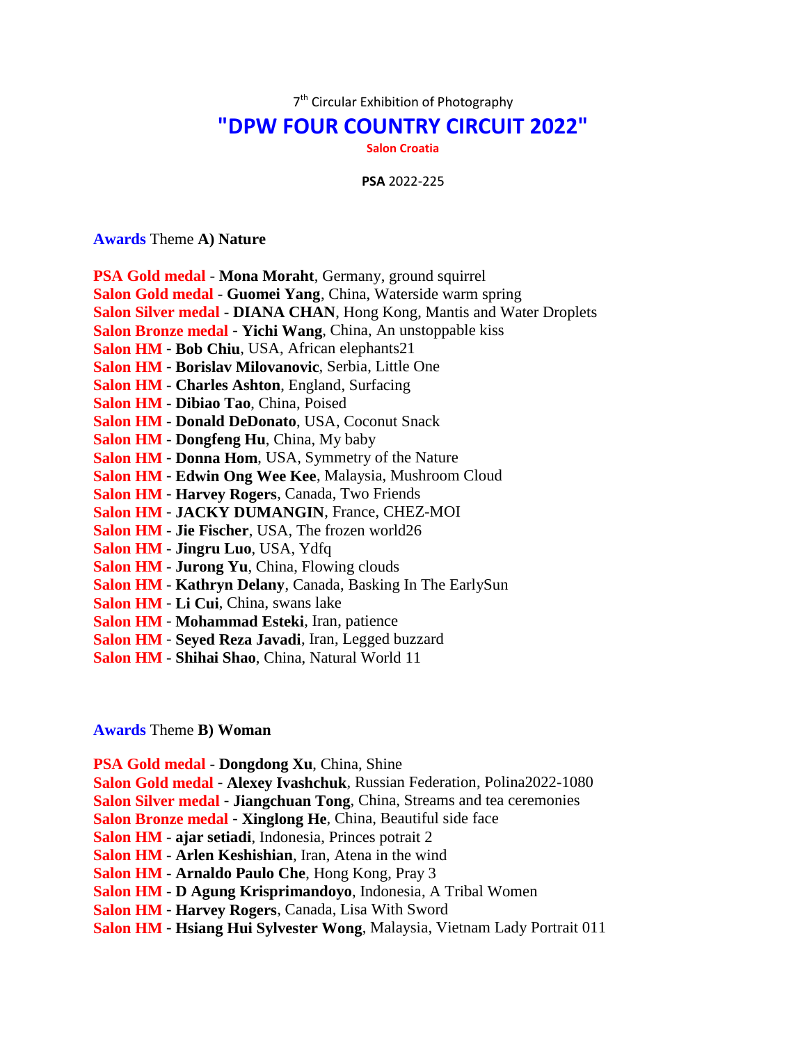7th Circular Exhibition of Photography

# "DPW FOUR COUNTRY CIRCUIT 2022"

**Salon Croatia**

**PSA** 2022-225

**Awards** Theme **A) Nature**

**PSA Gold medal** - **Mona Moraht**, Germany, ground squirrel
**Salon Gold medal** - **Guomei Yang**, China, Waterside warm spring
**Salon Silver medal** - **DIANA CHAN**, Hong Kong, Mantis and Water Droplets
**Salon Bronze medal** - **Yichi Wang**, China, An unstoppable kiss
**Salon HM** - **Bob Chiu**, USA, African elephants21
**Salon HM** - **Borislav Milovanovic**, Serbia, Little One
**Salon HM** - **Charles Ashton**, England, Surfacing
**Salon HM** - **Dibiao Tao**, China, Poised
**Salon HM** - **Donald DeDonato**, USA, Coconut Snack
**Salon HM** - **Dongfeng Hu**, China, My baby
**Salon HM** - **Donna Hom**, USA, Symmetry of the Nature
**Salon HM** - **Edwin Ong Wee Kee**, Malaysia, Mushroom Cloud
**Salon HM** - **Harvey Rogers**, Canada, Two Friends
**Salon HM** - **JACKY DUMANGIN**, France, CHEZ-MOI
**Salon HM** - **Jie Fischer**, USA, The frozen world26
**Salon HM** - **Jingru Luo**, USA, Ydfq
**Salon HM** - **Jurong Yu**, China, Flowing clouds
**Salon HM** - **Kathryn Delany**, Canada, Basking In The EarlySun
**Salon HM** - **Li Cui**, China, swans lake
**Salon HM** - **Mohammad Esteki**, Iran, patience
**Salon HM** - **Seyed Reza Javadi**, Iran, Legged buzzard
**Salon HM** - **Shihai Shao**, China, Natural World 11

**Awards** Theme **B) Woman**

**PSA Gold medal** - **Dongdong Xu**, China, Shine
**Salon Gold medal** - **Alexey Ivashchuk**, Russian Federation, Polina2022-1080
**Salon Silver medal** - **Jiangchuan Tong**, China, Streams and tea ceremonies
**Salon Bronze medal** - **Xinglong He**, China, Beautiful side face
**Salon HM** - **ajar setiadi**, Indonesia, Princes potrait 2
**Salon HM** - **Arlen Keshishian**, Iran, Atena in the wind
**Salon HM** - **Arnaldo Paulo Che**, Hong Kong, Pray 3
**Salon HM** - **D Agung Krisprimandoyo**, Indonesia, A Tribal Women
**Salon HM** - **Harvey Rogers**, Canada, Lisa With Sword
**Salon HM** - **Hsiang Hui Sylvester Wong**, Malaysia, Vietnam Lady Portrait 011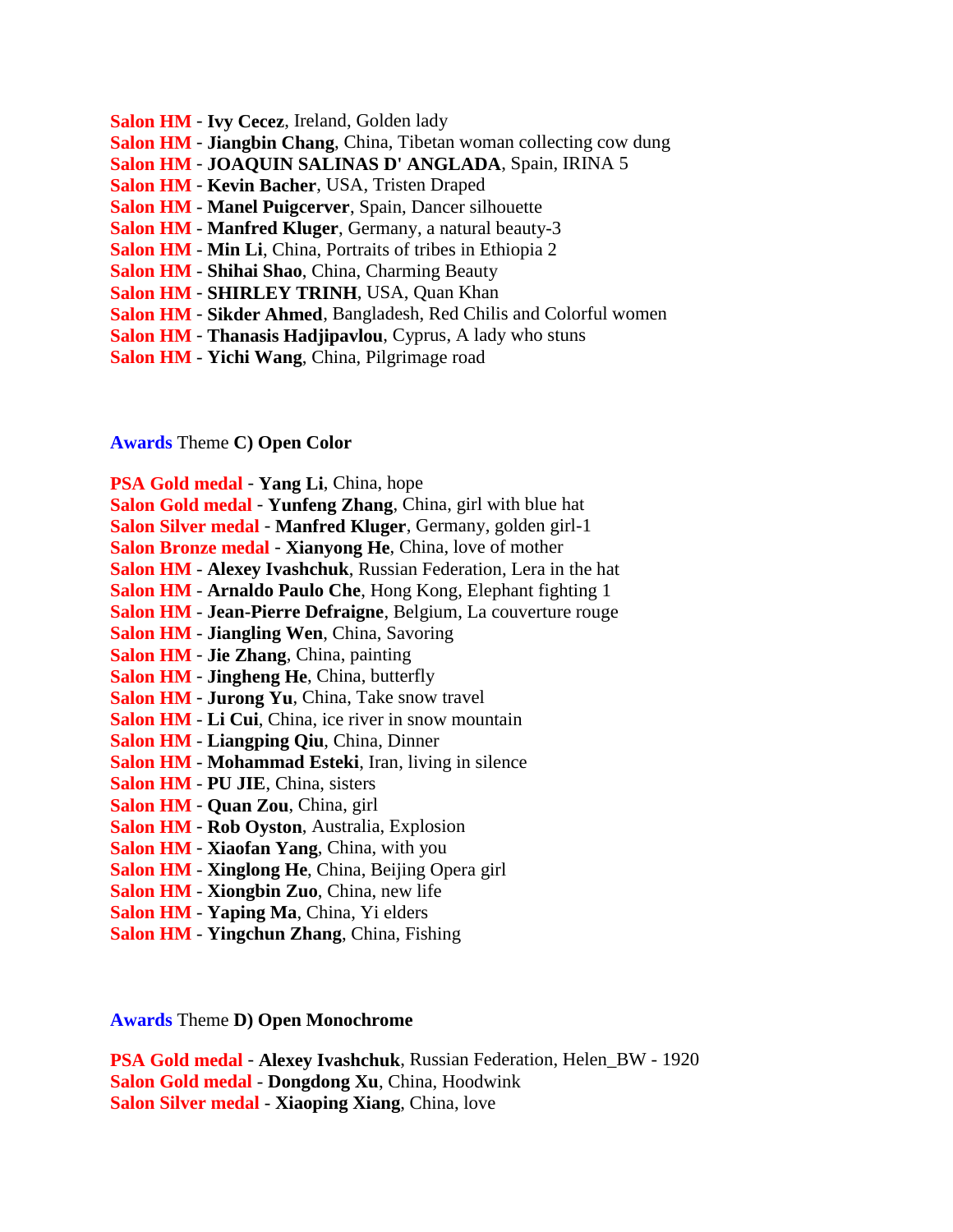**Salon HM** - **Ivy Cecez**, Ireland, Golden lady
**Salon HM** - **Jiangbin Chang**, China, Tibetan woman collecting cow dung
**Salon HM** - **JOAQUIN SALINAS D' ANGLADA**, Spain, IRINA 5
**Salon HM** - **Kevin Bacher**, USA, Tristen Draped
**Salon HM** - **Manel Puigcerver**, Spain, Dancer silhouette
**Salon HM** - **Manfred Kluger**, Germany, a natural beauty-3
**Salon HM** - **Min Li**, China, Portraits of tribes in Ethiopia 2
**Salon HM** - **Shihai Shao**, China, Charming Beauty
**Salon HM** - **SHIRLEY TRINH**, USA, Quan Khan
**Salon HM** - **Sikder Ahmed**, Bangladesh, Red Chilis and Colorful women
**Salon HM** - **Thanasis Hadjipavlou**, Cyprus, A lady who stuns
**Salon HM** - **Yichi Wang**, China, Pilgrimage road

**Awards** Theme **C) Open Color**

**PSA Gold medal** - **Yang Li**, China, hope
**Salon Gold medal** - **Yunfeng Zhang**, China, girl with blue hat
**Salon Silver medal** - **Manfred Kluger**, Germany, golden girl-1
**Salon Bronze medal** - **Xianyong He**, China, love of mother
**Salon HM** - **Alexey Ivashchuk**, Russian Federation, Lera in the hat
**Salon HM** - **Arnaldo Paulo Che**, Hong Kong, Elephant fighting 1
**Salon HM** - **Jean-Pierre Defraigne**, Belgium, La couverture rouge
**Salon HM** - **Jiangling Wen**, China, Savoring
**Salon HM** - **Jie Zhang**, China, painting
**Salon HM** - **Jingheng He**, China, butterfly
**Salon HM** - **Jurong Yu**, China, Take snow travel
**Salon HM** - **Li Cui**, China, ice river in snow mountain
**Salon HM** - **Liangping Qiu**, China, Dinner
**Salon HM** - **Mohammad Esteki**, Iran, living in silence
**Salon HM** - **PU JIE**, China, sisters
**Salon HM** - **Quan Zou**, China, girl
**Salon HM** - **Rob Oyston**, Australia, Explosion
**Salon HM** - **Xiaofan Yang**, China, with you
**Salon HM** - **Xinglong He**, China, Beijing Opera girl
**Salon HM** - **Xiongbin Zuo**, China, new life
**Salon HM** - **Yaping Ma**, China, Yi elders
**Salon HM** - **Yingchun Zhang**, China, Fishing

**Awards** Theme **D) Open Monochrome**

**PSA Gold medal** - **Alexey Ivashchuk**, Russian Federation, Helen_BW - 1920
**Salon Gold medal** - **Dongdong Xu**, China, Hoodwink
**Salon Silver medal** - **Xiaoping Xiang**, China, love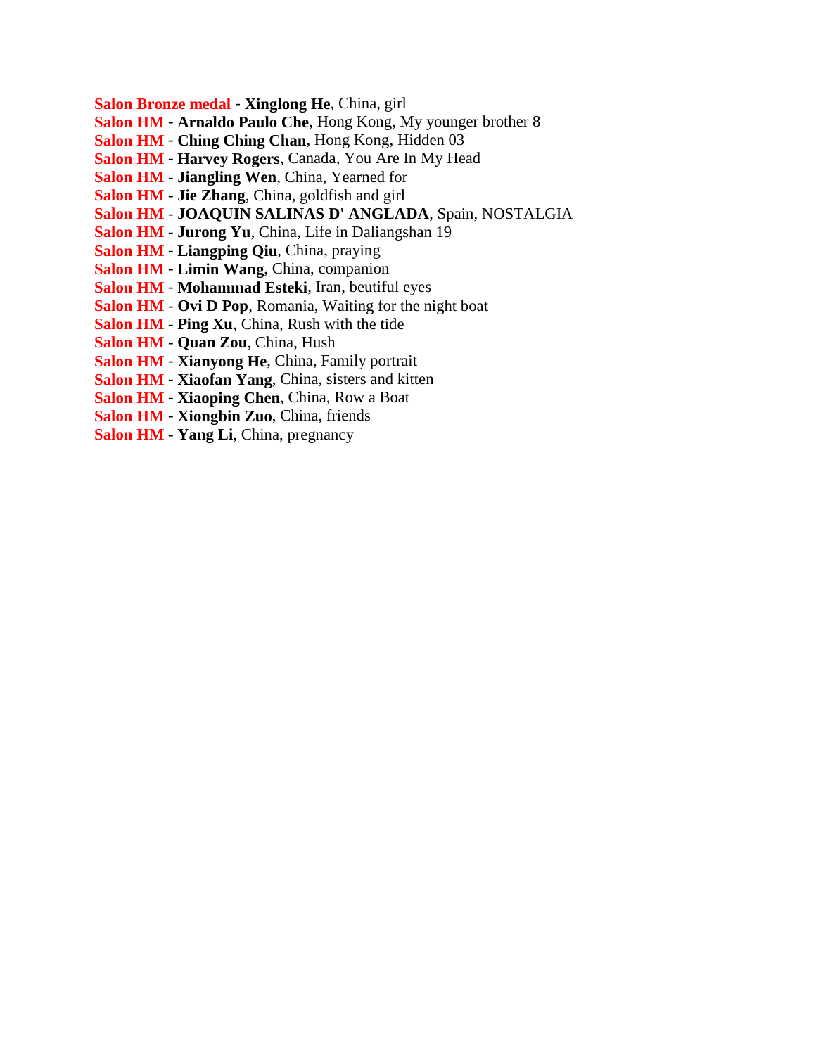**Salon Bronze medal** - **Xinglong He**, China, girl
**Salon HM** - **Arnaldo Paulo Che**, Hong Kong, My younger brother 8
**Salon HM** - **Ching Ching Chan**, Hong Kong, Hidden 03
**Salon HM** - **Harvey Rogers**, Canada, You Are In My Head
**Salon HM** - **Jiangling Wen**, China, Yearned for
**Salon HM** - **Jie Zhang**, China, goldfish and girl
**Salon HM** - **JOAQUIN SALINAS D' ANGLADA**, Spain, NOSTALGIA
**Salon HM** - **Jurong Yu**, China, Life in Daliangshan 19
**Salon HM** - **Liangping Qiu**, China, praying
**Salon HM** - **Limin Wang**, China, companion
**Salon HM** - **Mohammad Esteki**, Iran, beutiful eyes
**Salon HM** - **Ovi D Pop**, Romania, Waiting for the night boat
**Salon HM** - **Ping Xu**, China, Rush with the tide
**Salon HM** - **Quan Zou**, China, Hush
**Salon HM** - **Xianyong He**, China, Family portrait
**Salon HM** - **Xiaofan Yang**, China, sisters and kitten
**Salon HM** - **Xiaoping Chen**, China, Row a Boat
**Salon HM** - **Xiongbin Zuo**, China, friends
**Salon HM** - **Yang Li**, China, pregnancy